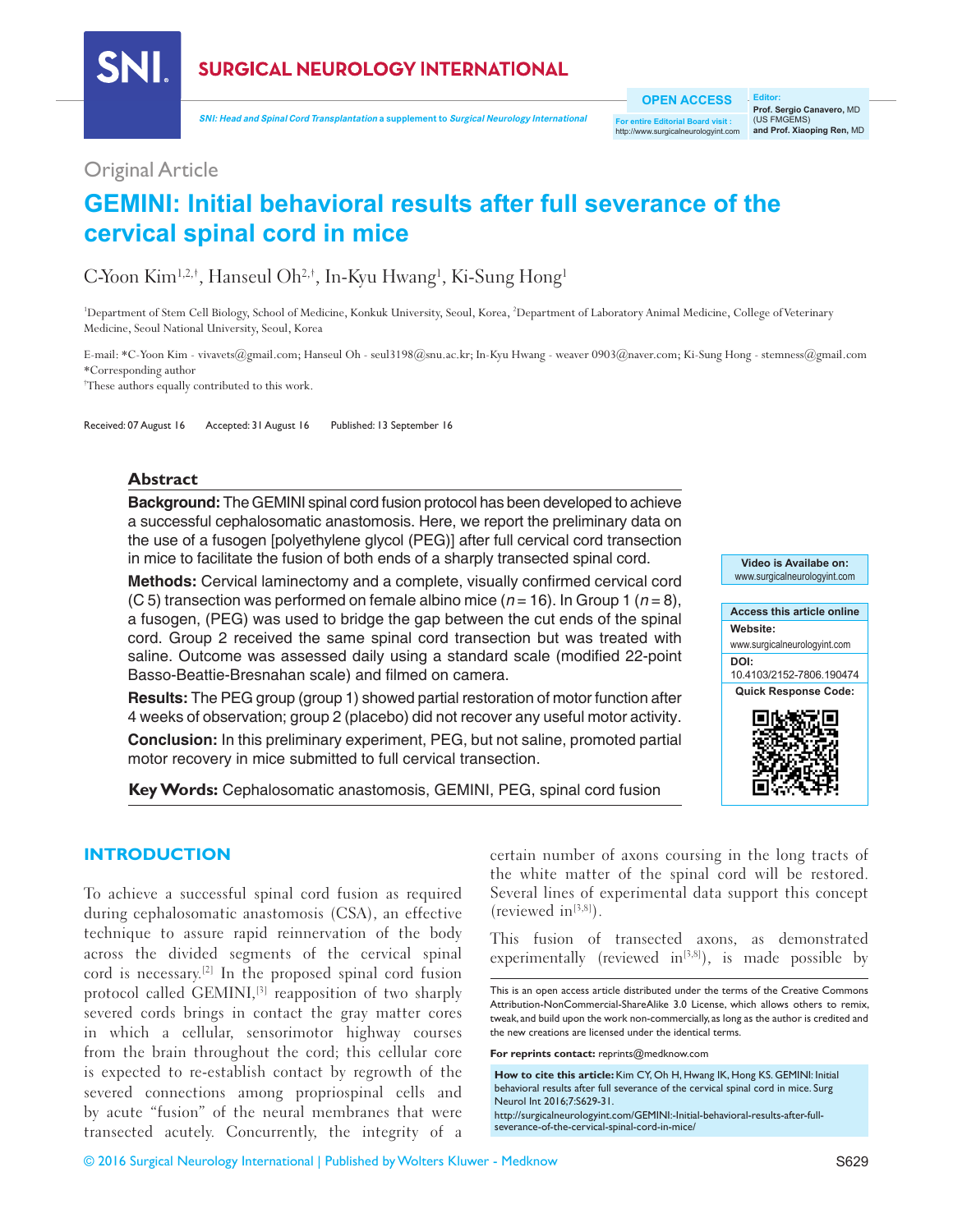Original Article

# GEMINI: Initial behavioral results after full severance of the cervical spinal cord in mice

C-Yoon Kim[1,2,†], Hanseul Oh[2,†], In-Kyu Hwang[1], Ki-Sung Hong[1]

[1]Department of Stem Cell Biology, School of Medicine, Konkuk University, Seoul, Korea, [2]Department of Laboratory Animal Medicine, College of Veterinary Medicine, Seoul National University, Seoul, Korea

E-mail: *C-Yoon Kim - vivavets@gmail.com; Hanseul Oh - seul3198@snu.ac.kr; In-Kyu Hwang - weaver 0903@naver.com; Ki-Sung Hong - stemness@gmail.com
*Corresponding author
†These authors equally contributed to this work.

Received: 07 August 16 Accepted: 31 August 16 Published: 13 September 16

## Abstract

**Background:** The GEMINI spinal cord fusion protocol has been developed to achieve a successful cephalosomatic anastomosis. Here, we report the preliminary data on the use of a fusogen [polyethylene glycol (PEG)] after full cervical cord transection in mice to facilitate the fusion of both ends of a sharply transected spinal cord.

**Methods:** Cervical laminectomy and a complete, visually confirmed cervical cord (C 5) transection was performed on female albino mice ($n = 16$). In Group 1 ($n = 8$), a fusogen, (PEG) was used to bridge the gap between the cut ends of the spinal cord. Group 2 received the same spinal cord transection but was treated with saline. Outcome was assessed daily using a standard scale (modified 22-point Basso-Beattie-Bresnahan scale) and filmed on camera.

**Results:** The PEG group (group 1) showed partial restoration of motor function after 4 weeks of observation; group 2 (placebo) did not recover any useful motor activity.

**Conclusion:** In this preliminary experiment, PEG, but not saline, promoted partial motor recovery in mice submitted to full cervical transection.

**Key Words:** Cephalosomatic anastomosis, GEMINI, PEG, spinal cord fusion

Video is Availabe on: www.surgicalneurologyint.com

Access this article online
Website: www.surgicalneurologyint.com
DOI: 10.4103/2152-7806.190474
Quick Response Code:

## INTRODUCTION

To achieve a successful spinal cord fusion as required during cephalosomatic anastomosis (CSA), an effective technique to assure rapid reinnervation of the body across the divided segments of the cervical spinal cord is necessary.[2] In the proposed spinal cord fusion protocol called GEMINI,[3] reapposition of two sharply severed cords brings in contact the gray matter cores in which a cellular, sensorimotor highway courses from the brain throughout the cord; this cellular core is expected to re-establish contact by regrowth of the severed connections among propriospinal cells and by acute "fusion" of the neural membranes that were transected acutely. Concurrently, the integrity of a certain number of axons coursing in the long tracts of the white matter of the spinal cord will be restored. Several lines of experimental data support this concept (reviewed in[3,8]).

This fusion of transected axons, as demonstrated experimentally (reviewed in[3,8]), is made possible by

This is an open access article distributed under the terms of the Creative Commons Attribution-NonCommercial-ShareAlike 3.0 License, which allows others to remix, tweak, and build upon the work non-commercially, as long as the author is credited and the new creations are licensed under the identical terms.

**For reprints contact:** reprints@medknow.com

**How to cite this article:** Kim CY, Oh H, Hwang IK, Hong KS. GEMINI: Initial behavioral results after full severance of the cervical spinal cord in mice. Surg Neurol Int 2016;7:S629-31.
http://surgicalneurologyint.com/GEMINI:-Initial-behavioral-results-after-full-severance-of-the-cervical-spinal-cord-in-mice/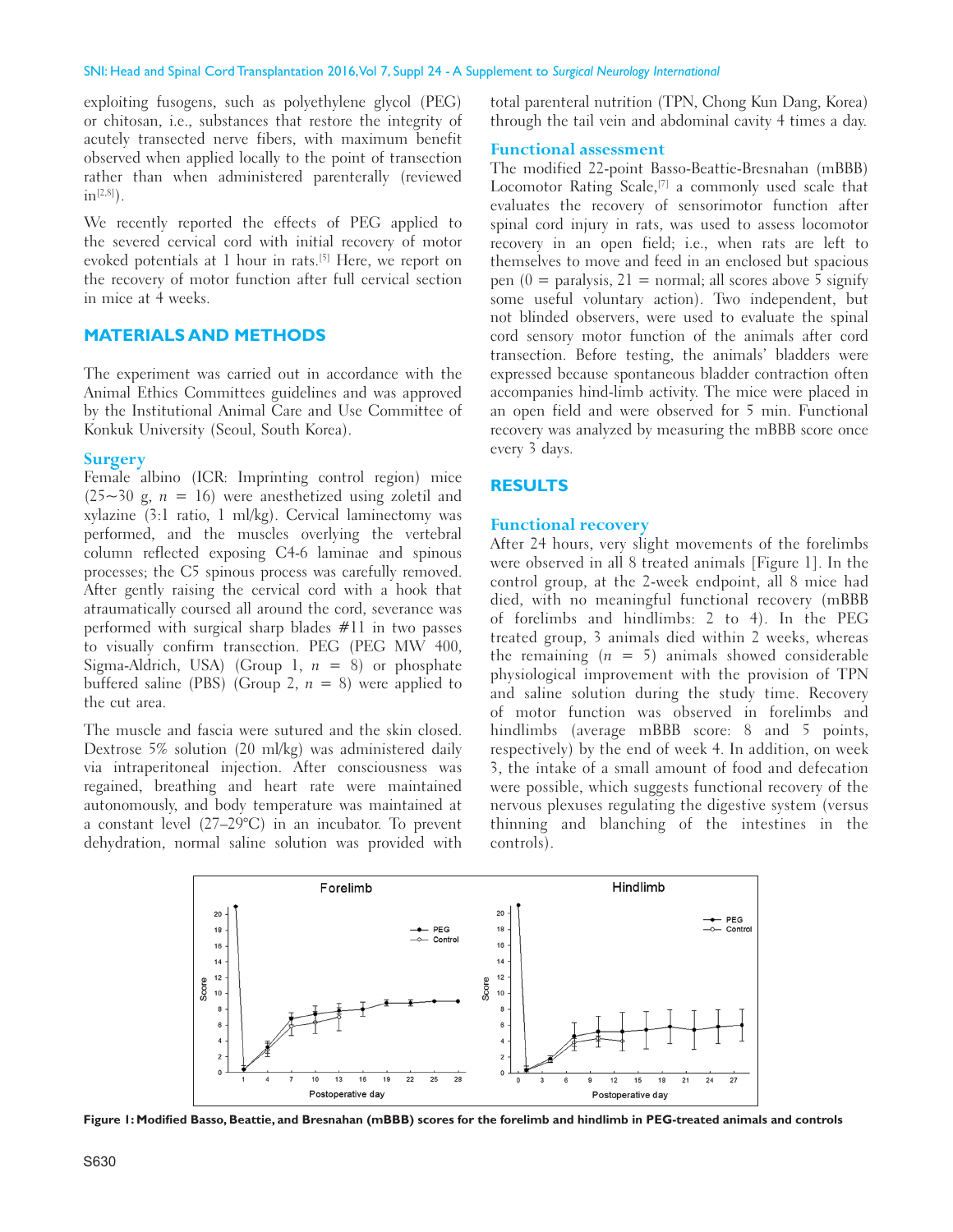exploiting fusogens, such as polyethylene glycol (PEG) or chitosan, i.e., substances that restore the integrity of acutely transected nerve fibers, with maximum benefit observed when applied locally to the point of transection rather than when administered parenterally (reviewed in[2,8]).

We recently reported the effects of PEG applied to the severed cervical cord with initial recovery of motor evoked potentials at 1 hour in rats.[5] Here, we report on the recovery of motor function after full cervical section in mice at 4 weeks.

## MATERIALS AND METHODS

The experiment was carried out in accordance with the Animal Ethics Committees guidelines and was approved by the Institutional Animal Care and Use Committee of Konkuk University (Seoul, South Korea).

### Surgery

Female albino (ICR: Imprinting control region) mice (25~30 g, $n$ = 16) were anesthetized using zoletil and xylazine (3:1 ratio, 1 ml/kg). Cervical laminectomy was performed, and the muscles overlying the vertebral column reflected exposing C4-6 laminae and spinous processes; the C5 spinous process was carefully removed. After gently raising the cervical cord with a hook that atraumatically coursed all around the cord, severance was performed with surgical sharp blades #11 in two passes to visually confirm transection. PEG (PEG MW 400, Sigma-Aldrich, USA) (Group 1, $n$ = 8) or phosphate buffered saline (PBS) (Group 2, $n$ = 8) were applied to the cut area.

The muscle and fascia were sutured and the skin closed. Dextrose 5% solution (20 ml/kg) was administered daily via intraperitoneal injection. After consciousness was regained, breathing and heart rate were maintained autonomously, and body temperature was maintained at a constant level (27–29°C) in an incubator. To prevent dehydration, normal saline solution was provided with total parenteral nutrition (TPN, Chong Kun Dang, Korea) through the tail vein and abdominal cavity 4 times a day.

### Functional assessment

The modified 22-point Basso-Beattie-Bresnahan (mBBB) Locomotor Rating Scale,[7] a commonly used scale that evaluates the recovery of sensorimotor function after spinal cord injury in rats, was used to assess locomotor recovery in an open field; i.e., when rats are left to themselves to move and feed in an enclosed but spacious pen (0 = paralysis, 21 = normal; all scores above 5 signify some useful voluntary action). Two independent, but not blinded observers, were used to evaluate the spinal cord sensory motor function of the animals after cord transection. Before testing, the animals' bladders were expressed because spontaneous bladder contraction often accompanies hind-limb activity. The mice were placed in an open field and were observed for 5 min. Functional recovery was analyzed by measuring the mBBB score once every 3 days.

## RESULTS

### Functional recovery

After 24 hours, very slight movements of the forelimbs were observed in all 8 treated animals [Figure 1]. In the control group, at the 2-week endpoint, all 8 mice had died, with no meaningful functional recovery (mBBB of forelimbs and hindlimbs: 2 to 4). In the PEG treated group, 3 animals died within 2 weeks, whereas the remaining ($n$ = 5) animals showed considerable physiological improvement with the provision of TPN and saline solution during the study time. Recovery of motor function was observed in forelimbs and hindlimbs (average mBBB score: 8 and 5 points, respectively) by the end of week 4. In addition, on week 3, the intake of a small amount of food and defecation were possible, which suggests functional recovery of the nervous plexuses regulating the digestive system (versus thinning and blanching of the intestines in the controls).

**Figure 1: Modified Basso, Beattie, and Bresnahan (mBBB) scores for the forelimb and hindlimb in PEG-treated animals and controls**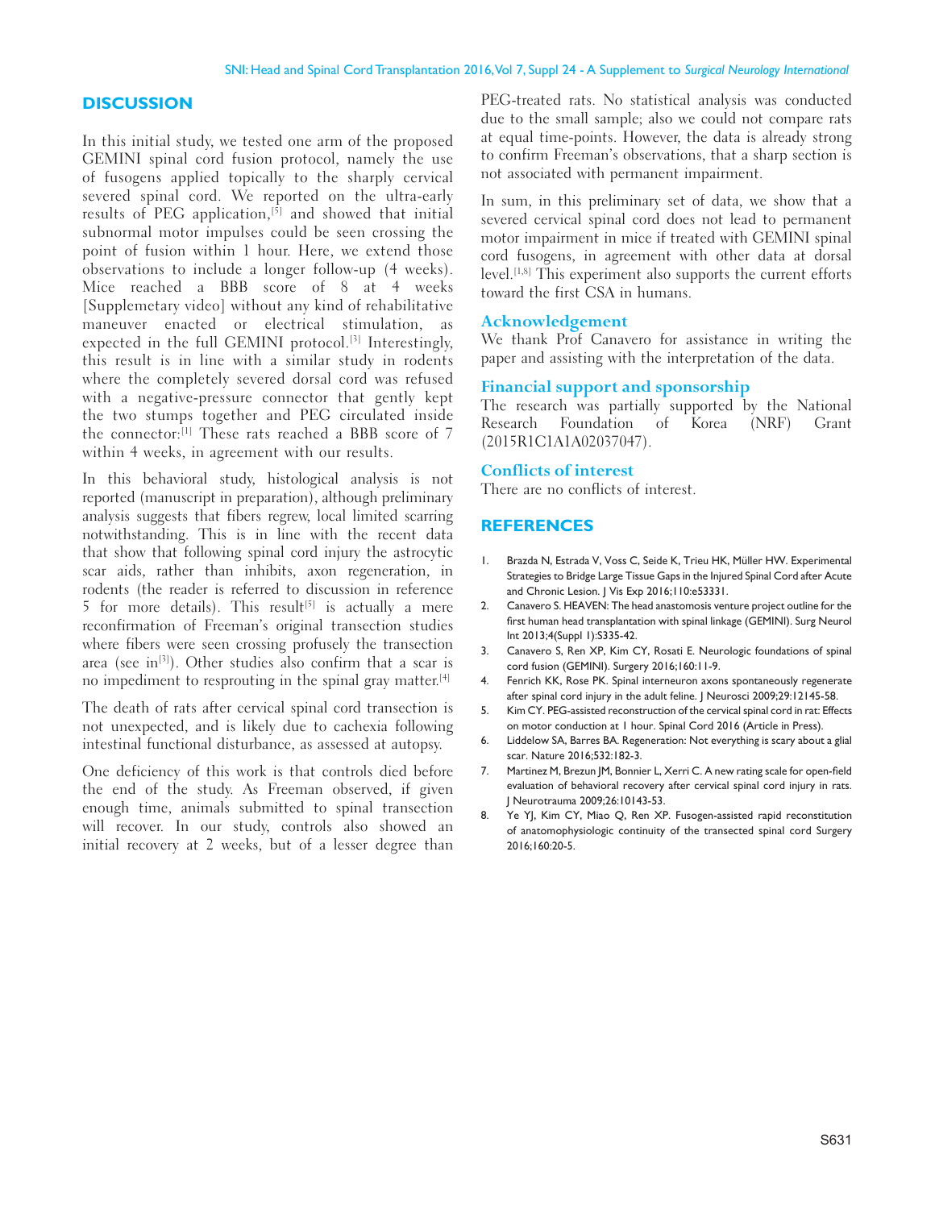## DISCUSSION

In this initial study, we tested one arm of the proposed GEMINI spinal cord fusion protocol, namely the use of fusogens applied topically to the sharply cervical severed spinal cord. We reported on the ultra-early results of PEG application,[5] and showed that initial subnormal motor impulses could be seen crossing the point of fusion within 1 hour. Here, we extend those observations to include a longer follow-up (4 weeks). Mice reached a BBB score of 8 at 4 weeks [Supplemetary video] without any kind of rehabilitative maneuver enacted or electrical stimulation, as expected in the full GEMINI protocol.[3] Interestingly, this result is in line with a similar study in rodents where the completely severed dorsal cord was refused with a negative-pressure connector that gently kept the two stumps together and PEG circulated inside the connector.[1] These rats reached a BBB score of 7 within 4 weeks, in agreement with our results.

In this behavioral study, histological analysis is not reported (manuscript in preparation), although preliminary analysis suggests that fibers regrew, local limited scarring notwithstanding. This is in line with the recent data that show that following spinal cord injury the astrocytic scar aids, rather than inhibits, axon regeneration, in rodents (the reader is referred to discussion in reference 5 for more details). This result[5] is actually a mere reconfirmation of Freeman's original transection studies where fibers were seen crossing profusely the transection area (see in[3]). Other studies also confirm that a scar is no impediment to resprouting in the spinal gray matter.[4]

The death of rats after cervical spinal cord transection is not unexpected, and is likely due to cachexia following intestinal functional disturbance, as assessed at autopsy.

One deficiency of this work is that controls died before the end of the study. As Freeman observed, if given enough time, animals submitted to spinal transection will recover. In our study, controls also showed an initial recovery at 2 weeks, but of a lesser degree than PEG-treated rats. No statistical analysis was conducted due to the small sample; also we could not compare rats at equal time-points. However, the data is already strong to confirm Freeman's observations, that a sharp section is not associated with permanent impairment.

In sum, in this preliminary set of data, we show that a severed cervical spinal cord does not lead to permanent motor impairment in mice if treated with GEMINI spinal cord fusogens, in agreement with other data at dorsal level.[1,8] This experiment also supports the current efforts toward the first CSA in humans.

### Acknowledgement

We thank Prof Canavero for assistance in writing the paper and assisting with the interpretation of the data.

### Financial support and sponsorship

The research was partially supported by the National Research Foundation of Korea (NRF) Grant (2015R1C1A1A02037047).

### Conflicts of interest

There are no conflicts of interest.

## REFERENCES

1. Brazda N, Estrada V, Voss C, Seide K, Trieu HK, Müller HW. Experimental Strategies to Bridge Large Tissue Gaps in the Injured Spinal Cord after Acute and Chronic Lesion. J Vis Exp 2016;110:e53331.
2. Canavero S. HEAVEN: The head anastomosis venture project outline for the first human head transplantation with spinal linkage (GEMINI). Surg Neurol Int 2013;4(Suppl 1):S335-42.
3. Canavero S, Ren XP, Kim CY, Rosati E. Neurologic foundations of spinal cord fusion (GEMINI). Surgery 2016;160:11-9.
4. Fenrich KK, Rose PK. Spinal interneuron axons spontaneously regenerate after spinal cord injury in the adult feline. J Neurosci 2009;29:12145-58.
5. Kim CY. PEG-assisted reconstruction of the cervical spinal cord in rat: Effects on motor conduction at 1 hour. Spinal Cord 2016 (Article in Press).
6. Liddelow SA, Barres BA. Regeneration: Not everything is scary about a glial scar. Nature 2016;532:182-3.
7. Martinez M, Brezun JM, Bonnier L, Xerri C. A new rating scale for open-field evaluation of behavioral recovery after cervical spinal cord injury in rats. J Neurotrauma 2009;26:10143-53.
8. Ye YJ, Kim CY, Miao Q, Ren XP. Fusogen-assisted rapid reconstitution of anatomophysiologic continuity of the transected spinal cord Surgery 2016;160:20-5.